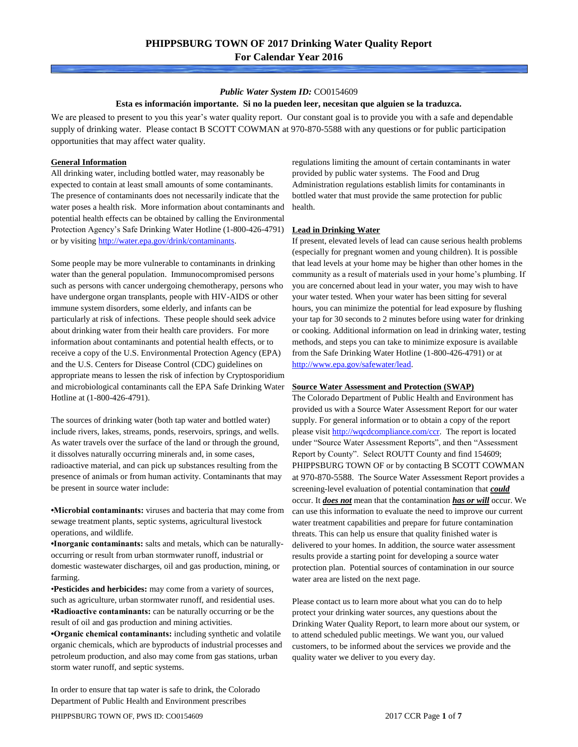# PHIPPSBURG TOWN OF 2017 Drinking Water Quality Report
# For Calendar Year 2016

*Public Water System ID:* CO0154609

**Esta es información importante. Si no la pueden leer, necesitan que alguien se la traduzca.**

We are pleased to present to you this year's water quality report. Our constant goal is to provide you with a safe and dependable supply of drinking water. Please contact B SCOTT COWMAN at 970-870-5588 with any questions or for public participation opportunities that may affect water quality.

**General Information**

All drinking water, including bottled water, may reasonably be expected to contain at least small amounts of some contaminants. The presence of contaminants does not necessarily indicate that the water poses a health risk. More information about contaminants and potential health effects can be obtained by calling the Environmental Protection Agency's Safe Drinking Water Hotline (1-800-426-4791) or by visiting http://water.epa.gov/drink/contaminants.

Some people may be more vulnerable to contaminants in drinking water than the general population. Immunocompromised persons such as persons with cancer undergoing chemotherapy, persons who have undergone organ transplants, people with HIV-AIDS or other immune system disorders, some elderly, and infants can be particularly at risk of infections. These people should seek advice about drinking water from their health care providers. For more information about contaminants and potential health effects, or to receive a copy of the U.S. Environmental Protection Agency (EPA) and the U.S. Centers for Disease Control (CDC) guidelines on appropriate means to lessen the risk of infection by Cryptosporidium and microbiological contaminants call the EPA Safe Drinking Water Hotline at (1-800-426-4791).

The sources of drinking water (both tap water and bottled water) include rivers, lakes, streams, ponds, reservoirs, springs, and wells. As water travels over the surface of the land or through the ground, it dissolves naturally occurring minerals and, in some cases, radioactive material, and can pick up substances resulting from the presence of animals or from human activity. Contaminants that may be present in source water include:

- **Microbial contaminants:** viruses and bacteria that may come from sewage treatment plants, septic systems, agricultural livestock operations, and wildlife.
- **Inorganic contaminants:** salts and metals, which can be naturally-occurring or result from urban stormwater runoff, industrial or domestic wastewater discharges, oil and gas production, mining, or farming.
- **Pesticides and herbicides:** may come from a variety of sources, such as agriculture, urban stormwater runoff, and residential uses.
- **Radioactive contaminants:** can be naturally occurring or be the result of oil and gas production and mining activities.
- **Organic chemical contaminants:** including synthetic and volatile organic chemicals, which are byproducts of industrial processes and petroleum production, and also may come from gas stations, urban storm water runoff, and septic systems.

In order to ensure that tap water is safe to drink, the Colorado Department of Public Health and Environment prescribes regulations limiting the amount of certain contaminants in water provided by public water systems. The Food and Drug Administration regulations establish limits for contaminants in bottled water that must provide the same protection for public health.

**Lead in Drinking Water**

If present, elevated levels of lead can cause serious health problems (especially for pregnant women and young children). It is possible that lead levels at your home may be higher than other homes in the community as a result of materials used in your home's plumbing. If you are concerned about lead in your water, you may wish to have your water tested. When your water has been sitting for several hours, you can minimize the potential for lead exposure by flushing your tap for 30 seconds to 2 minutes before using water for drinking or cooking. Additional information on lead in drinking water, testing methods, and steps you can take to minimize exposure is available from the Safe Drinking Water Hotline (1-800-426-4791) or at http://www.epa.gov/safewater/lead.

**Source Water Assessment and Protection (SWAP)**

The Colorado Department of Public Health and Environment has provided us with a Source Water Assessment Report for our water supply. For general information or to obtain a copy of the report please visit http://wqcdcompliance.com/ccr. The report is located under "Source Water Assessment Reports", and then "Assessment Report by County". Select ROUTT County and find 154609; PHIPPSBURG TOWN OF or by contacting B SCOTT COWMAN at 970-870-5588. The Source Water Assessment Report provides a screening-level evaluation of potential contamination that ***could*** occur. It ***does not*** mean that the contamination ***has or will*** occur. We can use this information to evaluate the need to improve our current water treatment capabilities and prepare for future contamination threats. This can help us ensure that quality finished water is delivered to your homes. In addition, the source water assessment results provide a starting point for developing a source water protection plan. Potential sources of contamination in our source water area are listed on the next page.

Please contact us to learn more about what you can do to help protect your drinking water sources, any questions about the Drinking Water Quality Report, to learn more about our system, or to attend scheduled public meetings. We want you, our valued customers, to be informed about the services we provide and the quality water we deliver to you every day.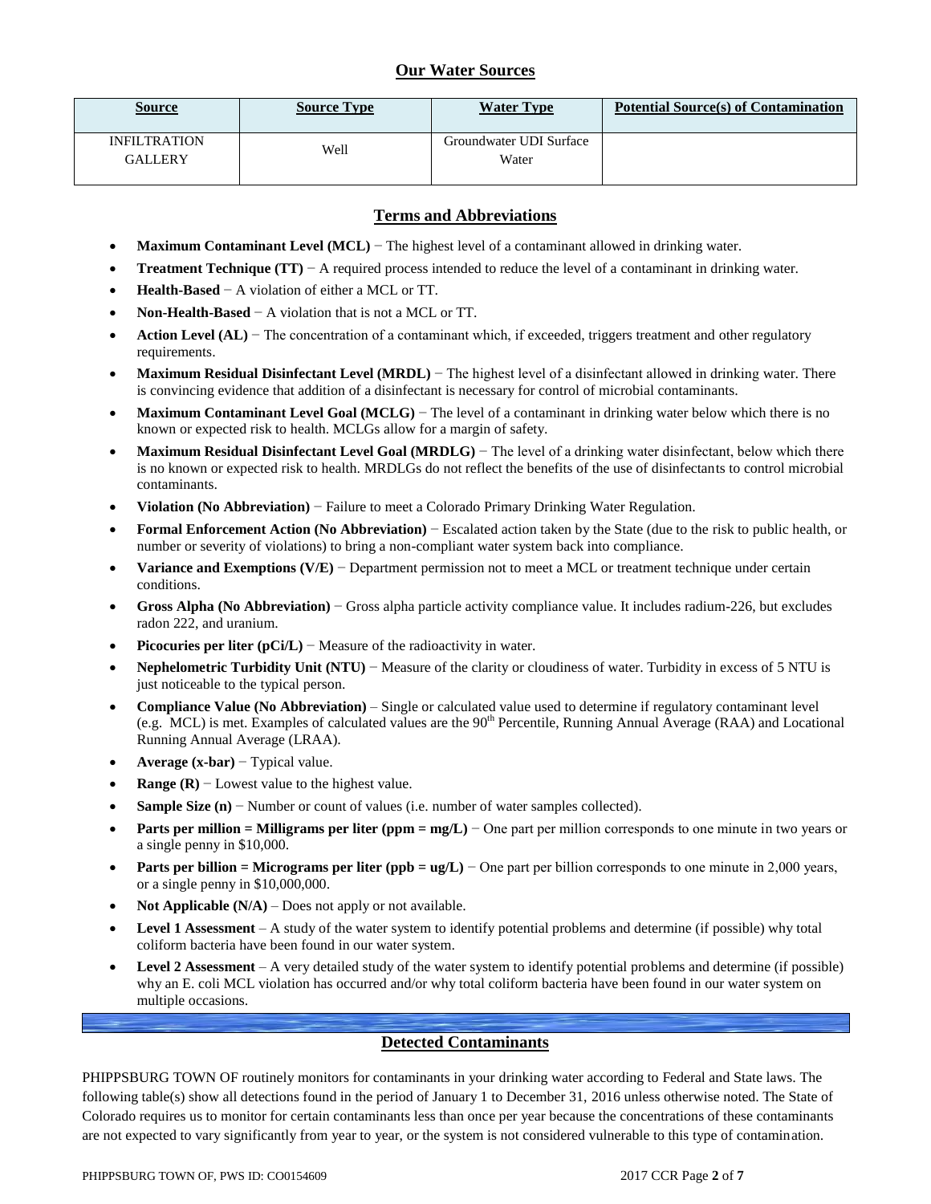## Our Water Sources

| Source | Source Type | Water Type | Potential Source(s) of Contamination |
|---|---|---|---|
| INFILTRATION GALLERY | Well | Groundwater UDI Surface Water | |

## Terms and Abbreviations

- **Maximum Contaminant Level (MCL)** − The highest level of a contaminant allowed in drinking water.
- **Treatment Technique (TT)** − A required process intended to reduce the level of a contaminant in drinking water.
- **Health-Based** − A violation of either a MCL or TT.
- **Non-Health-Based** − A violation that is not a MCL or TT.
- **Action Level (AL)** − The concentration of a contaminant which, if exceeded, triggers treatment and other regulatory requirements.
- **Maximum Residual Disinfectant Level (MRDL)** − The highest level of a disinfectant allowed in drinking water. There is convincing evidence that addition of a disinfectant is necessary for control of microbial contaminants.
- **Maximum Contaminant Level Goal (MCLG)** − The level of a contaminant in drinking water below which there is no known or expected risk to health. MCLGs allow for a margin of safety.
- **Maximum Residual Disinfectant Level Goal (MRDLG)** − The level of a drinking water disinfectant, below which there is no known or expected risk to health. MRDLGs do not reflect the benefits of the use of disinfectants to control microbial contaminants.
- **Violation (No Abbreviation)** − Failure to meet a Colorado Primary Drinking Water Regulation.
- **Formal Enforcement Action (No Abbreviation)** − Escalated action taken by the State (due to the risk to public health, or number or severity of violations) to bring a non-compliant water system back into compliance.
- **Variance and Exemptions (V/E)** − Department permission not to meet a MCL or treatment technique under certain conditions.
- **Gross Alpha (No Abbreviation)** − Gross alpha particle activity compliance value. It includes radium-226, but excludes radon 222, and uranium.
- **Picocuries per liter (pCi/L)** − Measure of the radioactivity in water.
- **Nephelometric Turbidity Unit (NTU)** − Measure of the clarity or cloudiness of water. Turbidity in excess of 5 NTU is just noticeable to the typical person.
- **Compliance Value (No Abbreviation)** – Single or calculated value used to determine if regulatory contaminant level (e.g. MCL) is met. Examples of calculated values are the 90th Percentile, Running Annual Average (RAA) and Locational Running Annual Average (LRAA).
- **Average (x-bar)** − Typical value.
- **Range (R)** − Lowest value to the highest value.
- **Sample Size (n)** − Number or count of values (i.e. number of water samples collected).
- **Parts per million = Milligrams per liter (ppm = mg/L)** − One part per million corresponds to one minute in two years or a single penny in $10,000.
- **Parts per billion = Micrograms per liter (ppb = ug/L)** − One part per billion corresponds to one minute in 2,000 years, or a single penny in $10,000,000.
- **Not Applicable (N/A)** – Does not apply or not available.
- **Level 1 Assessment** – A study of the water system to identify potential problems and determine (if possible) why total coliform bacteria have been found in our water system.
- **Level 2 Assessment** – A very detailed study of the water system to identify potential problems and determine (if possible) why an E. coli MCL violation has occurred and/or why total coliform bacteria have been found in our water system on multiple occasions.

## Detected Contaminants

PHIPPSBURG TOWN OF routinely monitors for contaminants in your drinking water according to Federal and State laws. The following table(s) show all detections found in the period of January 1 to December 31, 2016 unless otherwise noted. The State of Colorado requires us to monitor for certain contaminants less than once per year because the concentrations of these contaminants are not expected to vary significantly from year to year, or the system is not considered vulnerable to this type of contamination.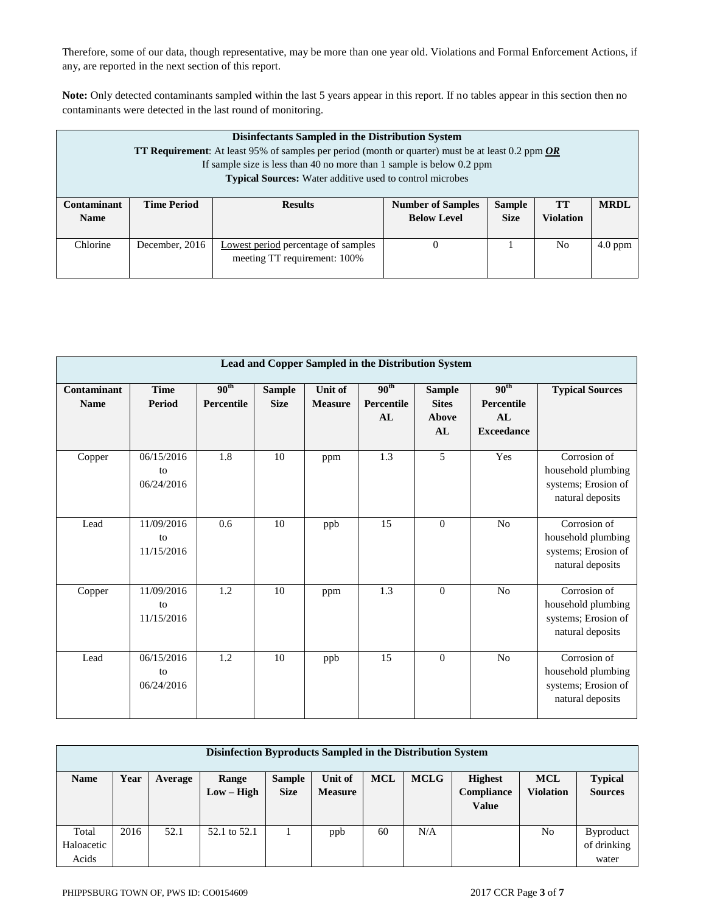Therefore, some of our data, though representative, may be more than one year old. Violations and Formal Enforcement Actions, if any, are reported in the next section of this report.

**Note:** Only detected contaminants sampled within the last 5 years appear in this report. If no tables appear in this section then no contaminants were detected in the last round of monitoring.

| **Disinfectants Sampled in the Distribution System**<br>**TT Requirement**: At least 95% of samples per period (month or quarter) must be at least 0.2 ppm ***OR***<br>If sample size is less than 40 no more than 1 sample is below 0.2 ppm<br>**Typical Sources:** Water additive used to control microbes | | | | | | |
|---|---|---|---|---|---|---|
| **Contaminant Name** | **Time Period** | **Results** | **Number of Samples Below Level** | **Sample Size** | **TT Violation** | **MRDL** |
| Chlorine | December, 2016 | Lowest period percentage of samples meeting TT requirement: 100% | 0 | 1 | No | 4.0 ppm |

| **Lead and Copper Sampled in the Distribution System** | | | | | | | | |
|---|---|---|---|---|---|---|---|---|
| **Contaminant Name** | **Time Period** | **90th Percentile** | **Sample Size** | **Unit of Measure** | **90th Percentile AL** | **Sample Sites Above AL** | **90th Percentile AL Exceedance** | **Typical Sources** |
| Copper | 06/15/2016 to 06/24/2016 | 1.8 | 10 | ppm | 1.3 | 5 | Yes | Corrosion of household plumbing systems; Erosion of natural deposits |
| Lead | 11/09/2016 to 11/15/2016 | 0.6 | 10 | ppb | 15 | 0 | No | Corrosion of household plumbing systems; Erosion of natural deposits |
| Copper | 11/09/2016 to 11/15/2016 | 1.2 | 10 | ppm | 1.3 | 0 | No | Corrosion of household plumbing systems; Erosion of natural deposits |
| Lead | 06/15/2016 to 06/24/2016 | 1.2 | 10 | ppb | 15 | 0 | No | Corrosion of household plumbing systems; Erosion of natural deposits |

| **Disinfection Byproducts Sampled in the Distribution System** | | | | | | | | | | |
|---|---|---|---|---|---|---|---|---|---|---|
| **Name** | **Year** | **Average** | **Range Low – High** | **Sample Size** | **Unit of Measure** | **MCL** | **MCLG** | **Highest Compliance Value** | **MCL Violation** | **Typical Sources** |
| Total Haloacetic Acids | 2016 | 52.1 | 52.1 to 52.1 | 1 | ppb | 60 | N/A | | No | Byproduct of drinking water |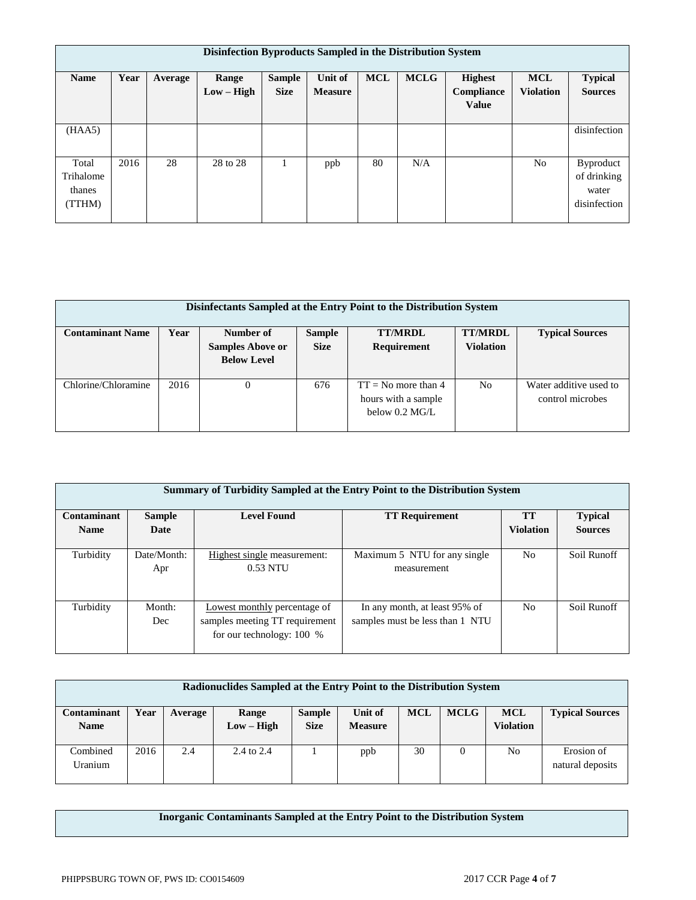| Disinfection Byproducts Sampled in the Distribution System | | | | | | | | | | |
|---|---|---|---|---|---|---|---|---|---|---|
| **Name** | **Year** | **Average** | **Range Low – High** | **Sample Size** | **Unit of Measure** | **MCL** | **MCLG** | **Highest Compliance Value** | **MCL Violation** | **Typical Sources** |
| (HAA5) | | | | | | | | | | disinfection |
| Total Trihalomethanes (TTHM) | 2016 | 28 | 28 to 28 | 1 | ppb | 80 | N/A | | No | Byproduct of drinking water disinfection |

| Disinfectants Sampled at the Entry Point to the Distribution System | | | | | | |
|---|---|---|---|---|---|---|
| **Contaminant Name** | **Year** | **Number of Samples Above or Below Level** | **Sample Size** | **TT/MRDL Requirement** | **TT/MRDL Violation** | **Typical Sources** |
| Chlorine/Chloramine | 2016 | 0 | 676 | TT = No more than 4 hours with a sample below 0.2 MG/L | No | Water additive used to control microbes |

| Summary of Turbidity Sampled at the Entry Point to the Distribution System | | | | | |
|---|---|---|---|---|---|
| **Contaminant Name** | **Sample Date** | **Level Found** | **TT Requirement** | **TT Violation** | **Typical Sources** |
| Turbidity | Date/Month: Apr | Highest single measurement: 0.53 NTU | Maximum 5 NTU for any single measurement | No | Soil Runoff |
| Turbidity | Month: Dec | Lowest monthly percentage of samples meeting TT requirement for our technology: 100 % | In any month, at least 95% of samples must be less than 1 NTU | No | Soil Runoff |

| Radionuclides Sampled at the Entry Point to the Distribution System | | | | | | | | | |
|---|---|---|---|---|---|---|---|---|---|
| **Contaminant Name** | **Year** | **Average** | **Range Low – High** | **Sample Size** | **Unit of Measure** | **MCL** | **MCLG** | **MCL Violation** | **Typical Sources** |
| Combined Uranium | 2016 | 2.4 | 2.4 to 2.4 | 1 | ppb | 30 | 0 | No | Erosion of natural deposits |

| Inorganic Contaminants Sampled at the Entry Point to the Distribution System |
|---|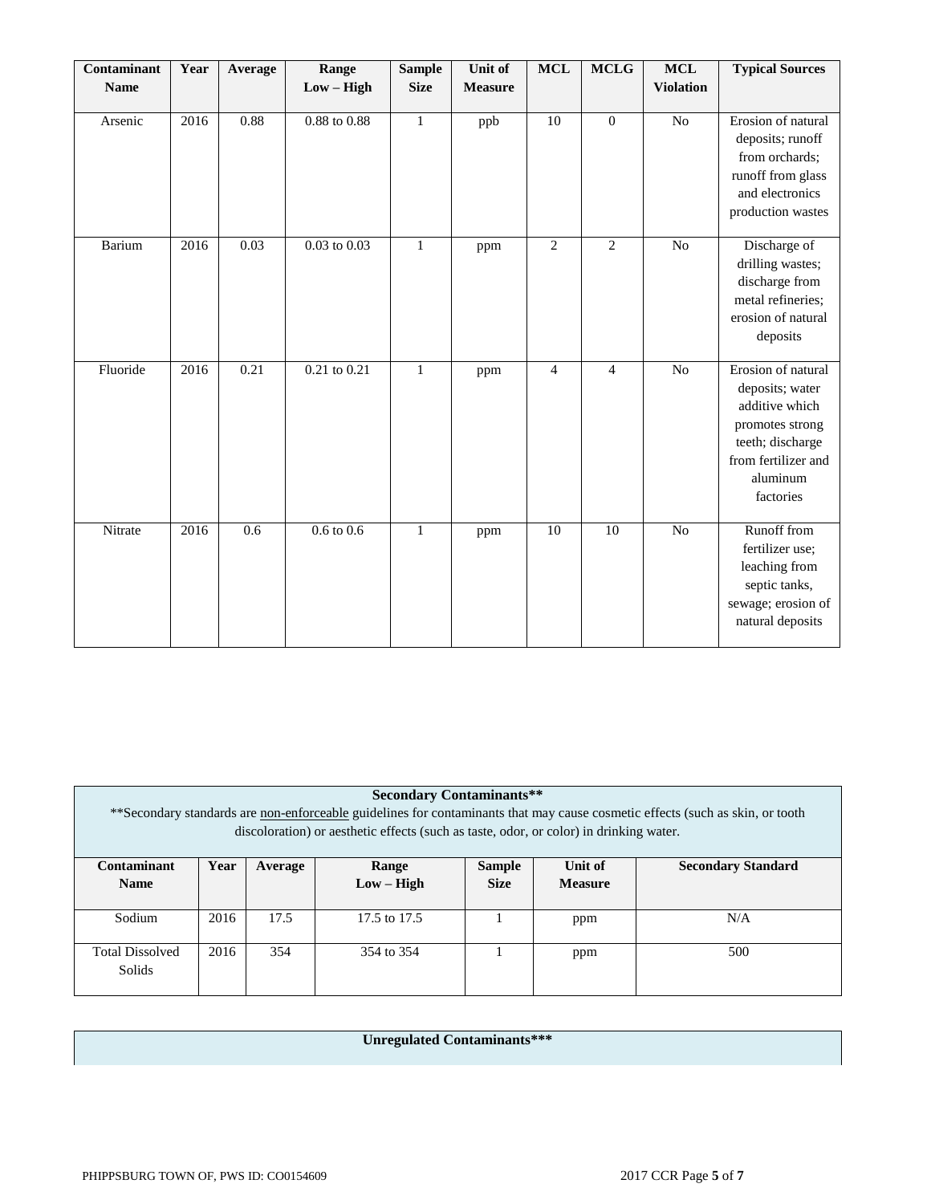| Contaminant Name | Year | Average | Range Low – High | Sample Size | Unit of Measure | MCL | MCLG | MCL Violation | Typical Sources |
|---|---|---|---|---|---|---|---|---|---|
| Arsenic | 2016 | 0.88 | 0.88 to 0.88 | 1 | ppb | 10 | 0 | No | Erosion of natural deposits; runoff from orchards; runoff from glass and electronics production wastes |
| Barium | 2016 | 0.03 | 0.03 to 0.03 | 1 | ppm | 2 | 2 | No | Discharge of drilling wastes; discharge from metal refineries; erosion of natural deposits |
| Fluoride | 2016 | 0.21 | 0.21 to 0.21 | 1 | ppm | 4 | 4 | No | Erosion of natural deposits; water additive which promotes strong teeth; discharge from fertilizer and aluminum factories |
| Nitrate | 2016 | 0.6 | 0.6 to 0.6 | 1 | ppm | 10 | 10 | No | Runoff from fertilizer use; leaching from septic tanks, sewage; erosion of natural deposits |

**Secondary Contaminants****

**Secondary standards are non-enforceable guidelines for contaminants that may cause cosmetic effects (such as skin, or tooth discoloration) or aesthetic effects (such as taste, odor, or color) in drinking water.

| Contaminant Name | Year | Average | Range Low – High | Sample Size | Unit of Measure | Secondary Standard |
|---|---|---|---|---|---|---|
| Sodium | 2016 | 17.5 | 17.5 to 17.5 | 1 | ppm | N/A |
| Total Dissolved Solids | 2016 | 354 | 354 to 354 | 1 | ppm | 500 |

**Unregulated Contaminants*****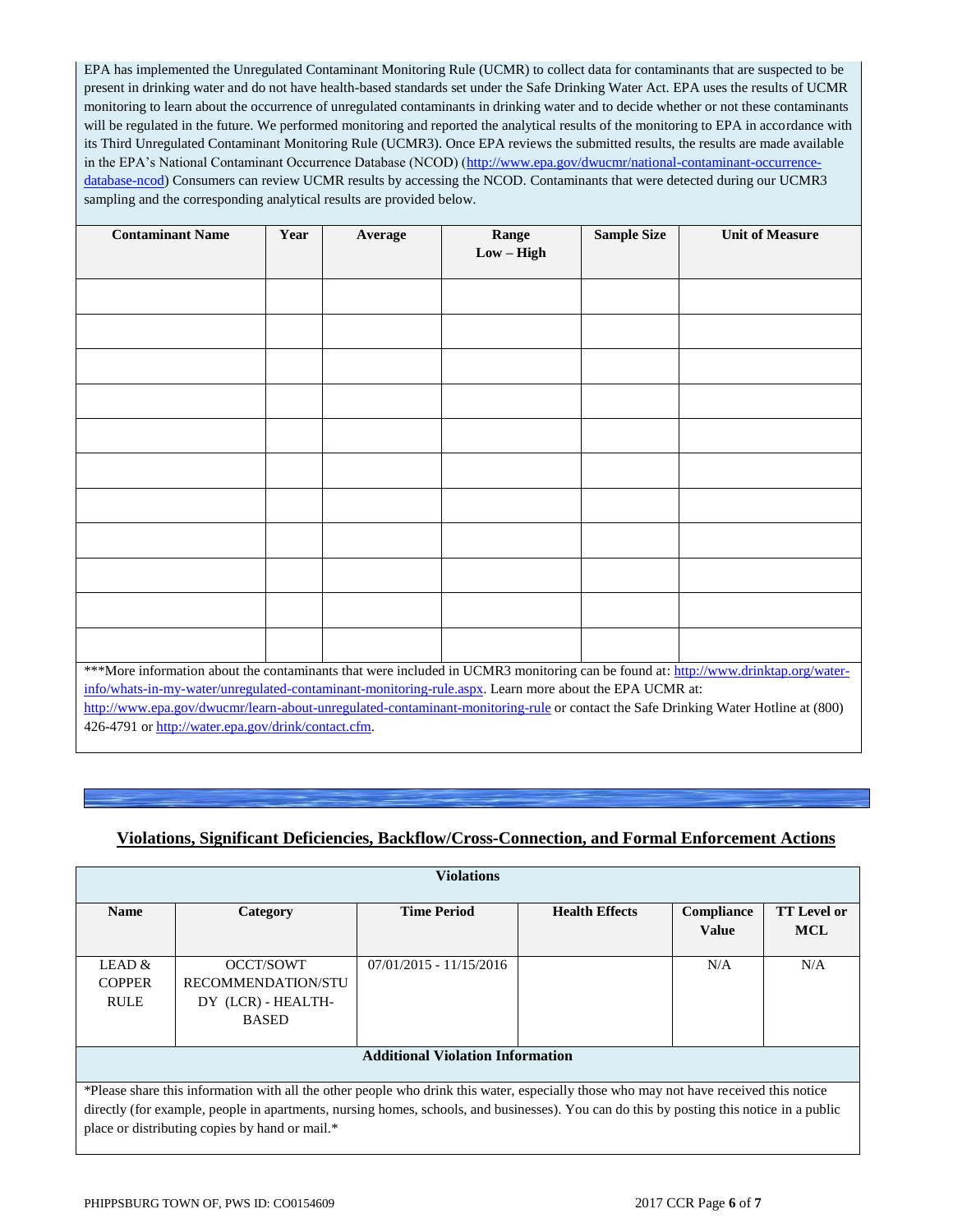EPA has implemented the Unregulated Contaminant Monitoring Rule (UCMR) to collect data for contaminants that are suspected to be present in drinking water and do not have health-based standards set under the Safe Drinking Water Act. EPA uses the results of UCMR monitoring to learn about the occurrence of unregulated contaminants in drinking water and to decide whether or not these contaminants will be regulated in the future. We performed monitoring and reported the analytical results of the monitoring to EPA in accordance with its Third Unregulated Contaminant Monitoring Rule (UCMR3). Once EPA reviews the submitted results, the results are made available in the EPA's National Contaminant Occurrence Database (NCOD) (http://www.epa.gov/dwucmr/national-contaminant-occurrence-database-ncod) Consumers can review UCMR results by accessing the NCOD. Contaminants that were detected during our UCMR3 sampling and the corresponding analytical results are provided below.

| Contaminant Name | Year | Average | Range Low – High | Sample Size | Unit of Measure |
|---|---|---|---|---|---|
| | | | | | |
| | | | | | |
| | | | | | |
| | | | | | |
| | | | | | |
| | | | | | |
| | | | | | |
| | | | | | |
| | | | | | |
| | | | | | |
| | | | | | |

***More information about the contaminants that were included in UCMR3 monitoring can be found at: http://www.drinktap.org/water-info/whats-in-my-water/unregulated-contaminant-monitoring-rule.aspx. Learn more about the EPA UCMR at: http://www.epa.gov/dwucmr/learn-about-unregulated-contaminant-monitoring-rule or contact the Safe Drinking Water Hotline at (800) 426-4791 or http://water.epa.gov/drink/contact.cfm.

## Violations, Significant Deficiencies, Backflow/Cross-Connection, and Formal Enforcement Actions

**Violations**

| Name | Category | Time Period | Health Effects | Compliance Value | TT Level or MCL |
|---|---|---|---|---|---|
| LEAD & COPPER RULE | OCCT/SOWT RECOMMENDATION/STUDY (LCR) - HEALTH-BASED | 07/01/2015 - 11/15/2016 | | N/A | N/A |

**Additional Violation Information**

*Please share this information with all the other people who drink this water, especially those who may not have received this notice directly (for example, people in apartments, nursing homes, schools, and businesses). You can do this by posting this notice in a public place or distributing copies by hand or mail.*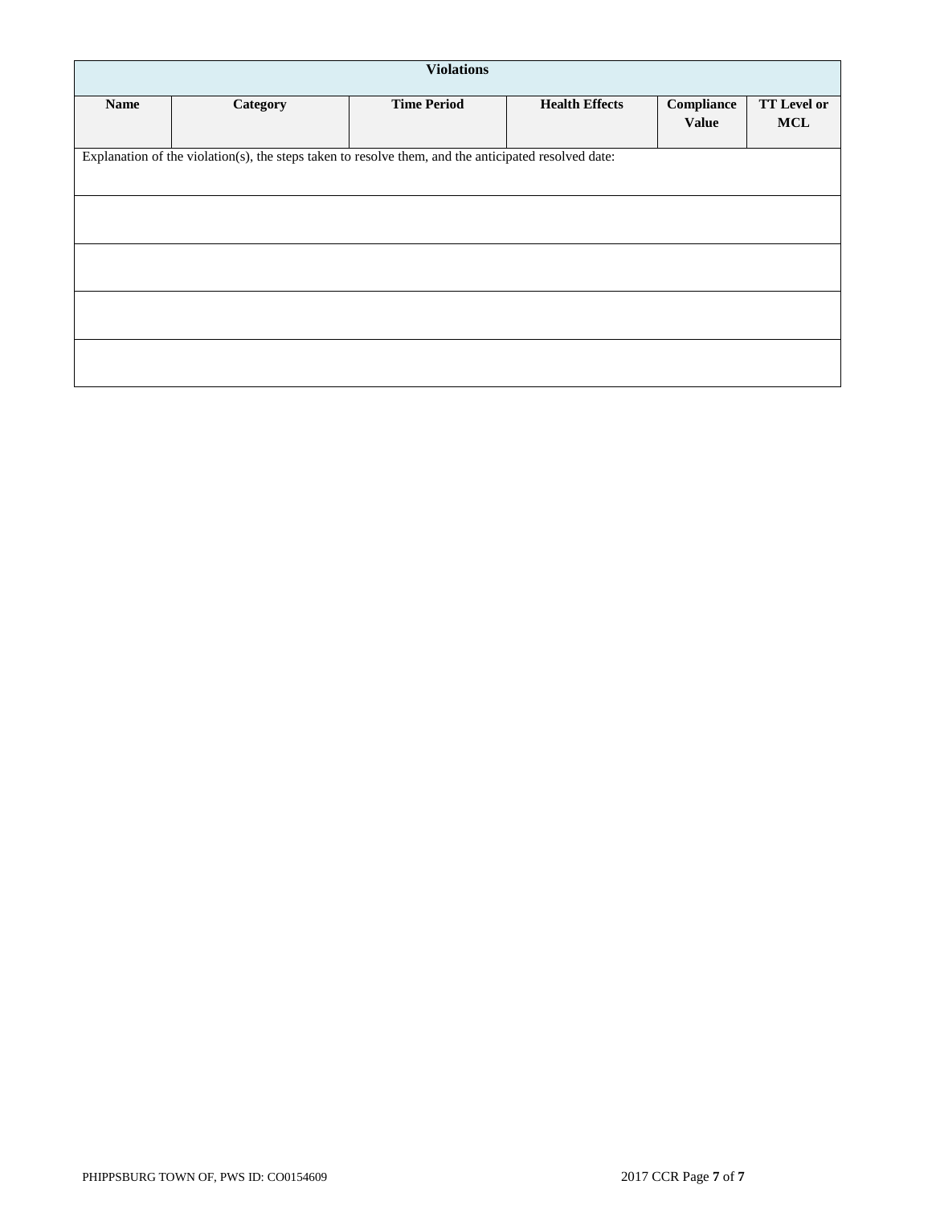| Violations | | | | | |
| --- | --- | --- | --- | --- | --- |
| **Name** | **Category** | **Time Period** | **Health Effects** | **Compliance Value** | **TT Level or MCL** |
| Explanation of the violation(s), the steps taken to resolve them, and the anticipated resolved date: | | | | | |
| | | | | | |
| | | | | | |
| | | | | | |
| | | | | | |